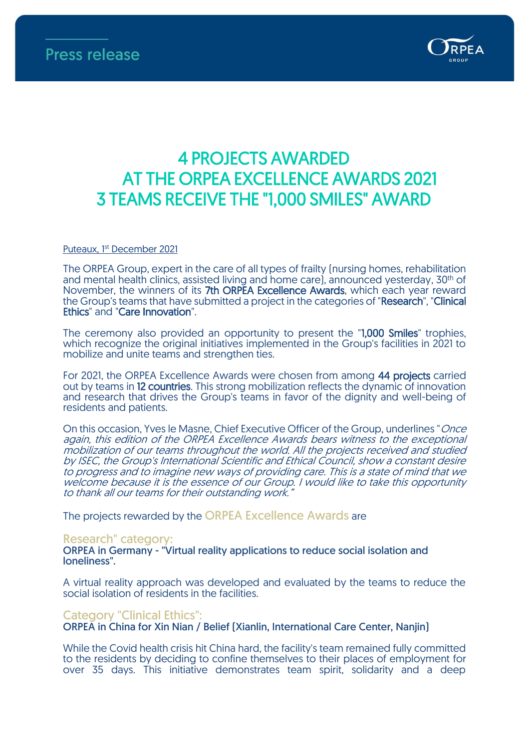Press release

# 4 PROJECTS AWARDED AT THE ORPEA EXCELLENCE AWARDS 2021
# 3 TEAMS RECEIVE THE "1,000 SMILES" AWARD

Puteaux, 1st December 2021

The ORPEA Group, expert in the care of all types of frailty (nursing homes, rehabilitation and mental health clinics, assisted living and home care), announced yesterday, 30th of November, the winners of its **7th ORPEA Excellence Awards**, which each year reward the Group's teams that have submitted a project in the categories of "**Research**", "**Clinical Ethics**" and "**Care Innovation**".

The ceremony also provided an opportunity to present the "**1,000 Smiles**" trophies, which recognize the original initiatives implemented in the Group's facilities in 2021 to mobilize and unite teams and strengthen ties.

For 2021, the ORPEA Excellence Awards were chosen from among **44 projects** carried out by teams in **12 countries**. This strong mobilization reflects the dynamic of innovation and research that drives the Group's teams in favor of the dignity and well-being of residents and patients.

On this occasion, Yves le Masne, Chief Executive Officer of the Group, underlines "*Once again, this edition of the ORPEA Excellence Awards bears witness to the exceptional mobilization of our teams throughout the world. All the projects received and studied by ISEC, the Group's International Scientific and Ethical Council, show a constant desire to progress and to imagine new ways of providing care. This is a state of mind that we welcome because it is the essence of our Group. I would like to take this opportunity to thank all our teams for their outstanding work.*"

The projects rewarded by the ORPEA Excellence Awards are

### Research" category:

**ORPEA in Germany - "Virtual reality applications to reduce social isolation and loneliness".**

A virtual reality approach was developed and evaluated by the teams to reduce the social isolation of residents in the facilities.

### Category "Clinical Ethics":

**ORPEA in China for Xin Nian / Belief (Xianlin, International Care Center, Nanjin)**

While the Covid health crisis hit China hard, the facility's team remained fully committed to the residents by deciding to confine themselves to their places of employment for over 35 days. This initiative demonstrates team spirit, solidarity and a deep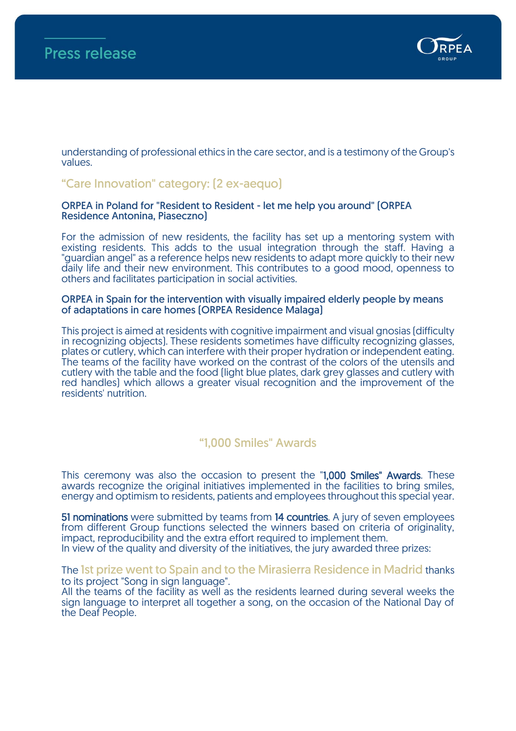understanding of professional ethics in the care sector, and is a testimony of the Group's values.

## "Care Innovation" category: (2 ex-aequo)

**ORPEA in Poland for "Resident to Resident - let me help you around" (ORPEA Residence Antonina, Piaseczno)**

For the admission of new residents, the facility has set up a mentoring system with existing residents. This adds to the usual integration through the staff. Having a "guardian angel" as a reference helps new residents to adapt more quickly to their new daily life and their new environment. This contributes to a good mood, openness to others and facilitates participation in social activities.

**ORPEA in Spain for the intervention with visually impaired elderly people by means of adaptations in care homes (ORPEA Residence Malaga)**

This project is aimed at residents with cognitive impairment and visual gnosias (difficulty in recognizing objects). These residents sometimes have difficulty recognizing glasses, plates or cutlery, which can interfere with their proper hydration or independent eating. The teams of the facility have worked on the contrast of the colors of the utensils and cutlery with the table and the food (light blue plates, dark grey glasses and cutlery with red handles) which allows a greater visual recognition and the improvement of the residents' nutrition.

## "1,000 Smiles" Awards

This ceremony was also the occasion to present the "**1,000 Smiles" Awards**. These awards recognize the original initiatives implemented in the facilities to bring smiles, energy and optimism to residents, patients and employees throughout this special year.

**51 nominations** were submitted by teams from **14 countries**. A jury of seven employees from different Group functions selected the winners based on criteria of originality, impact, reproducibility and the extra effort required to implement them.
In view of the quality and diversity of the initiatives, the jury awarded three prizes:

The **1st prize went to Spain and to the Mirasierra Residence in Madrid** thanks to its project "Song in sign language".
All the teams of the facility as well as the residents learned during several weeks the sign language to interpret all together a song, on the occasion of the National Day of the Deaf People.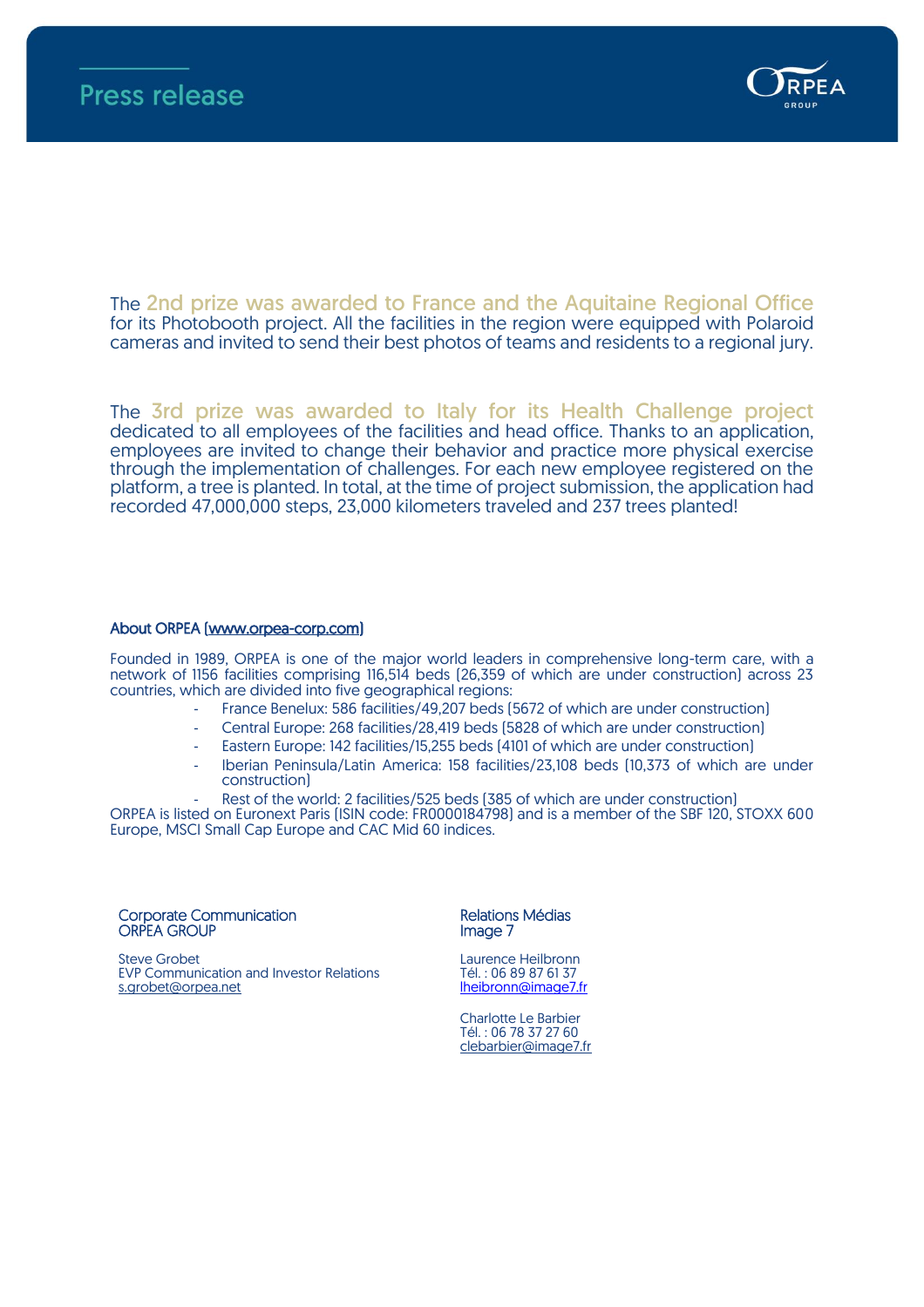The **2nd prize was awarded to France and the Aquitaine Regional Office** for its Photobooth project. All the facilities in the region were equipped with Polaroid cameras and invited to send their best photos of teams and residents to a regional jury.

The **3rd prize was awarded to Italy for its Health Challenge project** dedicated to all employees of the facilities and head office. Thanks to an application, employees are invited to change their behavior and practice more physical exercise through the implementation of challenges. For each new employee registered on the platform, a tree is planted. In total, at the time of project submission, the application had recorded 47,000,000 steps, 23,000 kilometers traveled and 237 trees planted!

**About ORPEA (www.orpea-corp.com)**

Founded in 1989, ORPEA is one of the major world leaders in comprehensive long-term care, with a network of 1156 facilities comprising 116,514 beds (26,359 of which are under construction) across 23 countries, which are divided into five geographical regions:

- France Benelux: 586 facilities/49,207 beds (5672 of which are under construction)
- Central Europe: 268 facilities/28,419 beds (5828 of which are under construction)
- Eastern Europe: 142 facilities/15,255 beds (4101 of which are under construction)
- Iberian Peninsula/Latin America: 158 facilities/23,108 beds (10,373 of which are under construction)
- Rest of the world: 2 facilities/525 beds (385 of which are under construction)

ORPEA is listed on Euronext Paris (ISIN code: FR0000184798) and is a member of the SBF 120, STOXX 600 Europe, MSCI Small Cap Europe and CAC Mid 60 indices.

Corporate Communication
ORPEA GROUP

Steve Grobet
EVP Communication and Investor Relations
s.grobet@orpea.net

Relations Médias
Image 7

Laurence Heilbronn
Tél. : 06 89 87 61 37
lheibronn@image7.fr

Charlotte Le Barbier
Tél. : 06 78 37 27 60
clebarbier@image7.fr